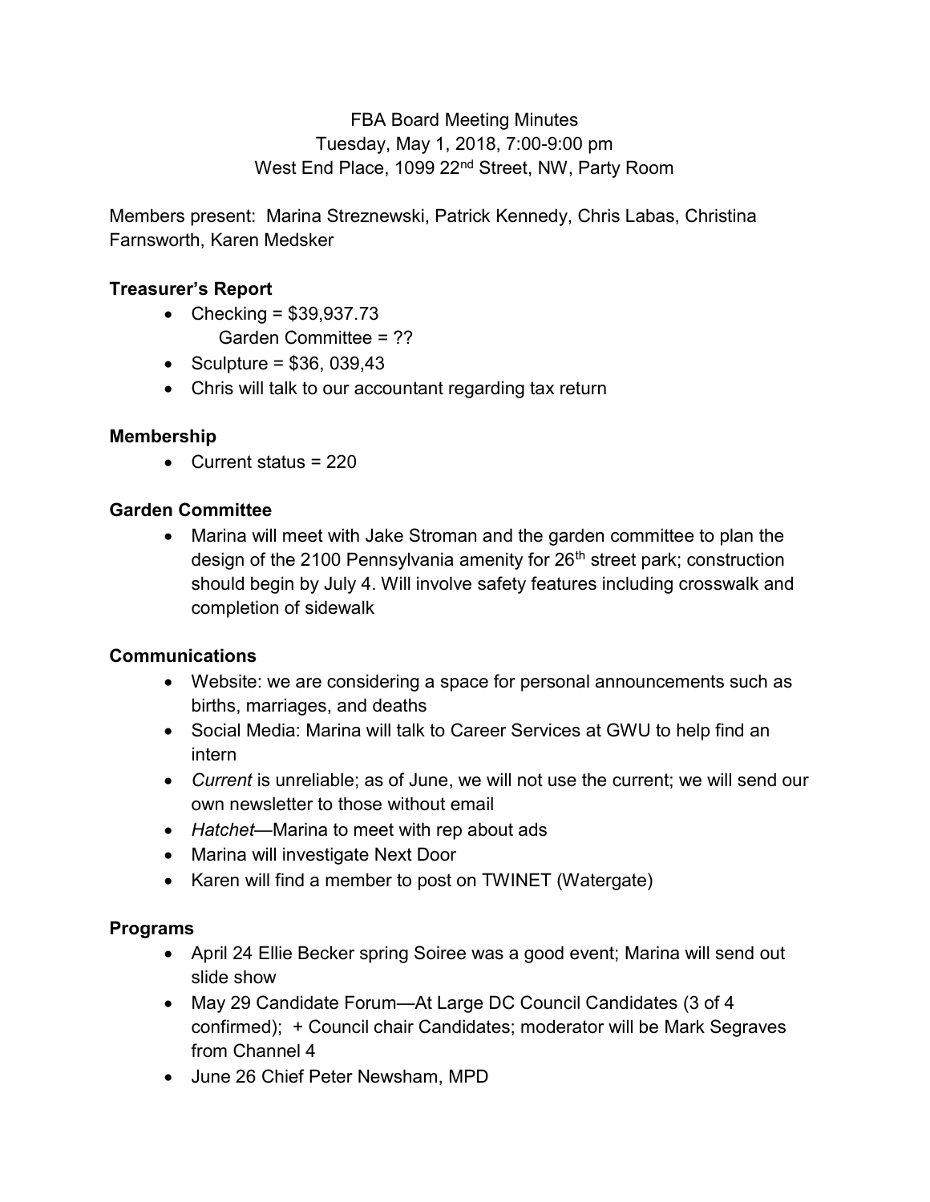FBA Board Meeting Minutes
Tuesday, May 1, 2018, 7:00-9:00 pm
West End Place, 1099 22nd Street, NW, Party Room

Members present: Marina Streznewski, Patrick Kennedy, Chris Labas, Christina Farnsworth, Karen Medsker

**Treasurer's Report**

- Checking = $39,937.73
  Garden Committee = ??
- Sculpture = $36, 039,43
- Chris will talk to our accountant regarding tax return

**Membership**

- Current status = 220

**Garden Committee**

- Marina will meet with Jake Stroman and the garden committee to plan the design of the 2100 Pennsylvania amenity for 26th street park; construction should begin by July 4. Will involve safety features including crosswalk and completion of sidewalk

**Communications**

- Website: we are considering a space for personal announcements such as births, marriages, and deaths
- Social Media: Marina will talk to Career Services at GWU to help find an intern
- *Current* is unreliable; as of June, we will not use the current; we will send our own newsletter to those without email
- *Hatchet*—Marina to meet with rep about ads
- Marina will investigate Next Door
- Karen will find a member to post on TWINET (Watergate)

**Programs**

- April 24 Ellie Becker spring Soiree was a good event; Marina will send out slide show
- May 29 Candidate Forum—At Large DC Council Candidates (3 of 4 confirmed); + Council chair Candidates; moderator will be Mark Segraves from Channel 4
- June 26 Chief Peter Newsham, MPD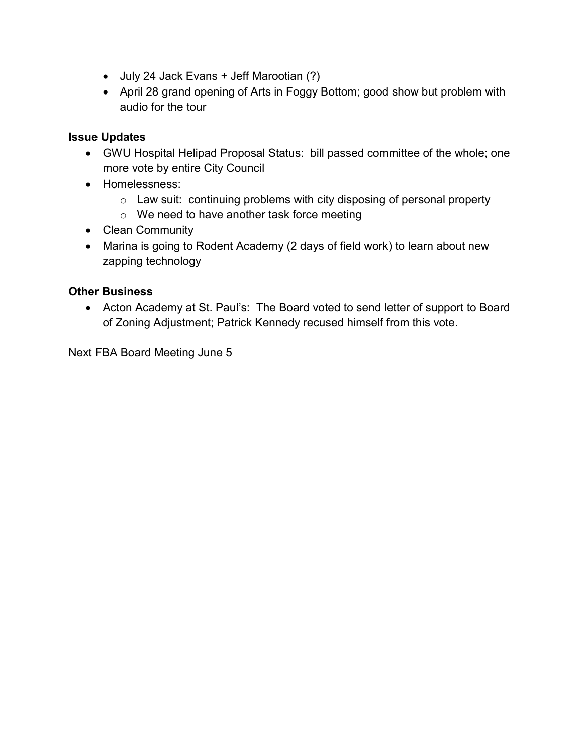- July 24 Jack Evans + Jeff Marootian (?)
- April 28 grand opening of Arts in Foggy Bottom; good show but problem with audio for the tour

**Issue Updates**

- GWU Hospital Helipad Proposal Status: bill passed committee of the whole; one more vote by entire City Council
- Homelessness:
  - Law suit: continuing problems with city disposing of personal property
  - We need to have another task force meeting
- Clean Community
- Marina is going to Rodent Academy (2 days of field work) to learn about new zapping technology

**Other Business**

- Acton Academy at St. Paul's: The Board voted to send letter of support to Board of Zoning Adjustment; Patrick Kennedy recused himself from this vote.

Next FBA Board Meeting June 5